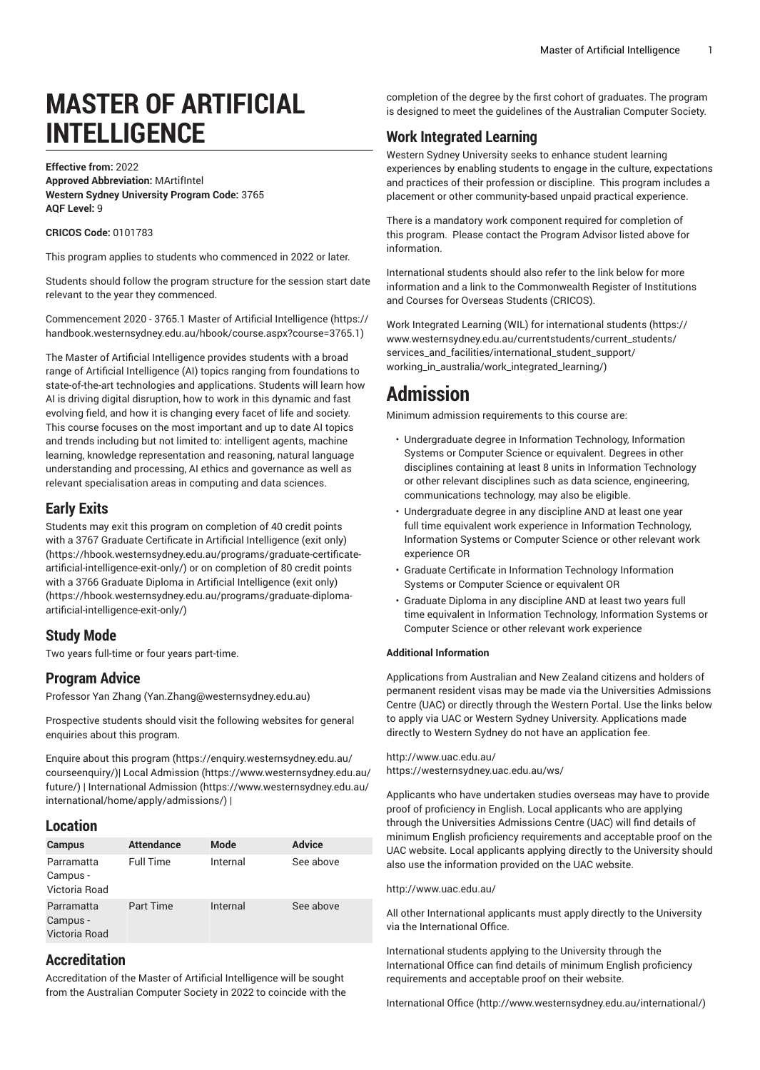# MASTER OF ARTIFICIAL INTELLIGENCE

**Effective from:** 2022
**Approved Abbreviation:** MArtifIntel
**Western Sydney University Program Code:** 3765
**AQF Level:** 9

**CRICOS Code:** 0101783

This program applies to students who commenced in 2022 or later.

Students should follow the program structure for the session start date relevant to the year they commenced.

Commencement 2020 - 3765.1 Master of Artificial Intelligence (https://handbook.westernsydney.edu.au/hbook/course.aspx?course=3765.1)

The Master of Artificial Intelligence provides students with a broad range of Artificial Intelligence (AI) topics ranging from foundations to state-of-the-art technologies and applications. Students will learn how AI is driving digital disruption, how to work in this dynamic and fast evolving field, and how it is changing every facet of life and society. This course focuses on the most important and up to date AI topics and trends including but not limited to: intelligent agents, machine learning, knowledge representation and reasoning, natural language understanding and processing, AI ethics and governance as well as relevant specialisation areas in computing and data sciences.

## Early Exits

Students may exit this program on completion of 40 credit points with a 3767 Graduate Certificate in Artificial Intelligence (exit only) (https://hbook.westernsydney.edu.au/programs/graduate-certificate-artificial-intelligence-exit-only/) or on completion of 80 credit points with a 3766 Graduate Diploma in Artificial Intelligence (exit only) (https://hbook.westernsydney.edu.au/programs/graduate-diploma-artificial-intelligence-exit-only/)

## Study Mode

Two years full-time or four years part-time.

## Program Advice

Professor Yan Zhang (Yan.Zhang@westernsydney.edu.au)

Prospective students should visit the following websites for general enquiries about this program.

Enquire about this program (https://enquiry.westernsydney.edu.au/courseenquiry/)| Local Admission (https://www.westernsydney.edu.au/future/) | International Admission (https://www.westernsydney.edu.au/international/home/apply/admissions/) |

## Location

| Campus | Attendance | Mode | Advice |
|---|---|---|---|
| Parramatta Campus - Victoria Road | Full Time | Internal | See above |
| Parramatta Campus - Victoria Road | Part Time | Internal | See above |

## Accreditation

Accreditation of the Master of Artificial Intelligence will be sought from the Australian Computer Society in 2022 to coincide with the completion of the degree by the first cohort of graduates. The program is designed to meet the guidelines of the Australian Computer Society.

## Work Integrated Learning

Western Sydney University seeks to enhance student learning experiences by enabling students to engage in the culture, expectations and practices of their profession or discipline. This program includes a placement or other community-based unpaid practical experience.

There is a mandatory work component required for completion of this program. Please contact the Program Advisor listed above for information.

International students should also refer to the link below for more information and a link to the Commonwealth Register of Institutions and Courses for Overseas Students (CRICOS).

Work Integrated Learning (WIL) for international students (https://www.westernsydney.edu.au/currentstudents/current_students/services_and_facilities/international_student_support/working_in_australia/work_integrated_learning/)

# Admission

Minimum admission requirements to this course are:

- Undergraduate degree in Information Technology, Information Systems or Computer Science or equivalent. Degrees in other disciplines containing at least 8 units in Information Technology or other relevant disciplines such as data science, engineering, communications technology, may also be eligible.
- Undergraduate degree in any discipline AND at least one year full time equivalent work experience in Information Technology, Information Systems or Computer Science or other relevant work experience OR
- Graduate Certificate in Information Technology Information Systems or Computer Science or equivalent OR
- Graduate Diploma in any discipline AND at least two years full time equivalent in Information Technology, Information Systems or Computer Science or other relevant work experience

#### Additional Information

Applications from Australian and New Zealand citizens and holders of permanent resident visas may be made via the Universities Admissions Centre (UAC) or directly through the Western Portal. Use the links below to apply via UAC or Western Sydney University. Applications made directly to Western Sydney do not have an application fee.

http://www.uac.edu.au/
https://westernsydney.uac.edu.au/ws/

Applicants who have undertaken studies overseas may have to provide proof of proficiency in English. Local applicants who are applying through the Universities Admissions Centre (UAC) will find details of minimum English proficiency requirements and acceptable proof on the UAC website. Local applicants applying directly to the University should also use the information provided on the UAC website.

http://www.uac.edu.au/

All other International applicants must apply directly to the University via the International Office.

International students applying to the University through the International Office can find details of minimum English proficiency requirements and acceptable proof on their website.

International Office (http://www.westernsydney.edu.au/international/)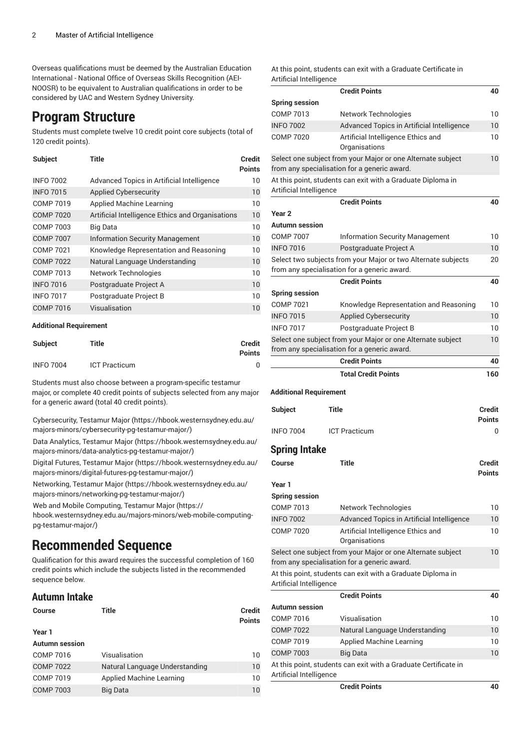Overseas qualifications must be deemed by the Australian Education International - National Office of Overseas Skills Recognition (AEI-NOOSR) to be equivalent to Australian qualifications in order to be considered by UAC and Western Sydney University.

# Program Structure

Students must complete twelve 10 credit point core subjects (total of 120 credit points).

| Subject | Title | Credit Points |
|---|---|---|
| INFO 7002 | Advanced Topics in Artificial Intelligence | 10 |
| INFO 7015 | Applied Cybersecurity | 10 |
| COMP 7019 | Applied Machine Learning | 10 |
| COMP 7020 | Artificial Intelligence Ethics and Organisations | 10 |
| COMP 7003 | Big Data | 10 |
| COMP 7007 | Information Security Management | 10 |
| COMP 7021 | Knowledge Representation and Reasoning | 10 |
| COMP 7022 | Natural Language Understanding | 10 |
| COMP 7013 | Network Technologies | 10 |
| INFO 7016 | Postgraduate Project A | 10 |
| INFO 7017 | Postgraduate Project B | 10 |
| COMP 7016 | Visualisation | 10 |

**Additional Requirement**

| Subject | Title | Credit Points |
|---|---|---|
| INFO 7004 | ICT Practicum | 0 |

Students must also choose between a program-specific testamur major, or complete 40 credit points of subjects selected from any major for a generic award (total 40 credit points).

- Cybersecurity, Testamur Major (https://hbook.westernsydney.edu.au/majors-minors/cybersecurity-pg-testamur-major/)
- Data Analytics, Testamur Major (https://hbook.westernsydney.edu.au/majors-minors/data-analytics-pg-testamur-major/)
- Digital Futures, Testamur Major (https://hbook.westernsydney.edu.au/majors-minors/digital-futures-pg-testamur-major/)
- Networking, Testamur Major (https://hbook.westernsydney.edu.au/majors-minors/networking-pg-testamur-major/)
- Web and Mobile Computing, Testamur Major (https://hbook.westernsydney.edu.au/majors-minors/web-mobile-computing-pg-testamur-major/)

# Recommended Sequence

Qualification for this award requires the successful completion of 160 credit points which include the subjects listed in the recommended sequence below.

## Autumn Intake

| Course | Title | Credit Points |
|---|---|---|
| **Year 1** | | |
| **Autumn session** | | |
| COMP 7016 | Visualisation | 10 |
| COMP 7022 | Natural Language Understanding | 10 |
| COMP 7019 | Applied Machine Learning | 10 |
| COMP 7003 | Big Data | 10 |
| At this point, students can exit with a Graduate Certificate in Artificial Intelligence | | |
| | **Credit Points** | **40** |
| **Spring session** | | |
| COMP 7013 | Network Technologies | 10 |
| INFO 7002 | Advanced Topics in Artificial Intelligence | 10 |
| COMP 7020 | Artificial Intelligence Ethics and Organisations | 10 |
| Select one subject from your Major or one Alternate subject from any specialisation for a generic award. | | 10 |
| At this point, students can exit with a Graduate Diploma in Artificial Intelligence | | |
| | **Credit Points** | **40** |
| **Year 2** | | |
| **Autumn session** | | |
| COMP 7007 | Information Security Management | 10 |
| INFO 7016 | Postgraduate Project A | 10 |
| Select two subjects from your Major or two Alternate subjects from any specialisation for a generic award. | | 20 |
| | **Credit Points** | **40** |
| **Spring session** | | |
| COMP 7021 | Knowledge Representation and Reasoning | 10 |
| INFO 7015 | Applied Cybersecurity | 10 |
| INFO 7017 | Postgraduate Project B | 10 |
| Select one subject from your Major or one Alternate subject from any specialisation for a generic award. | | 10 |
| | **Credit Points** | **40** |
| | **Total Credit Points** | **160** |

**Additional Requirement**

| Subject | Title | Credit Points |
|---|---|---|
| INFO 7004 | ICT Practicum | 0 |

## Spring Intake

| Course | Title | Credit Points |
|---|---|---|
| **Year 1** | | |
| **Spring session** | | |
| COMP 7013 | Network Technologies | 10 |
| INFO 7002 | Advanced Topics in Artificial Intelligence | 10 |
| COMP 7020 | Artificial Intelligence Ethics and Organisations | 10 |
| Select one subject from your Major or one Alternate subject from any specialisation for a generic award. | | 10 |
| At this point, students can exit with a Graduate Diploma in Artificial Intelligence | | |
| | **Credit Points** | **40** |
| **Autumn session** | | |
| COMP 7016 | Visualisation | 10 |
| COMP 7022 | Natural Language Understanding | 10 |
| COMP 7019 | Applied Machine Learning | 10 |
| COMP 7003 | Big Data | 10 |
| At this point, students can exit with a Graduate Certificate in Artificial Intelligence | | |
| | **Credit Points** | **40** |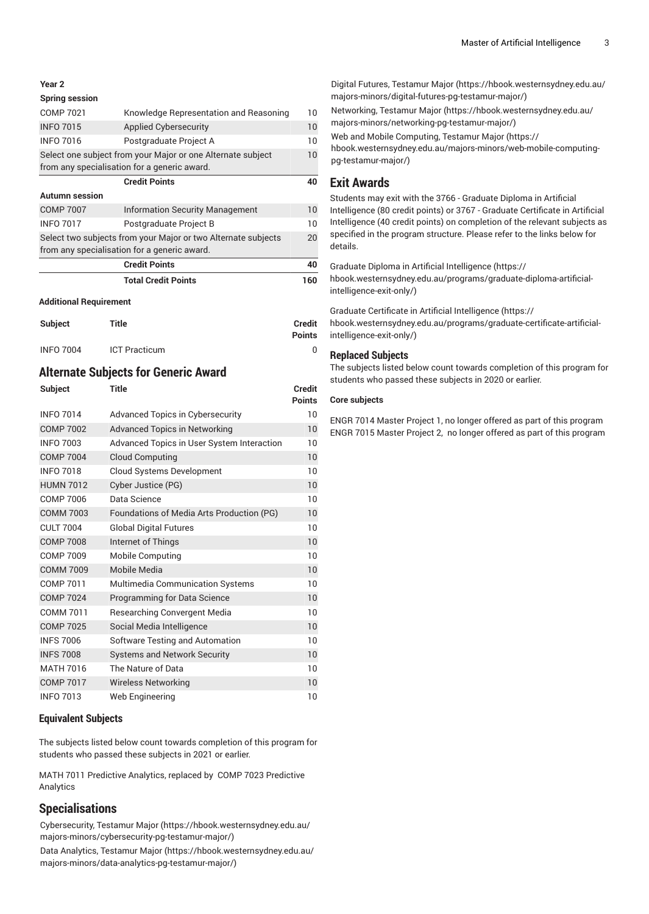### Year 2

**Spring session**

| | | |
|---|---|---|
| COMP 7021 | Knowledge Representation and Reasoning | 10 |
| INFO 7015 | Applied Cybersecurity | 10 |
| INFO 7016 | Postgraduate Project A | 10 |
| Select one subject from your Major or one Alternate subject from any specialisation for a generic award. | | 10 |
| | **Credit Points** | **40** |

**Autumn session**

| | | |
|---|---|---|
| COMP 7007 | Information Security Management | 10 |
| INFO 7017 | Postgraduate Project B | 10 |
| Select two subjects from your Major or two Alternate subjects from any specialisation for a generic award. | | 20 |
| | **Credit Points** | **40** |
| | **Total Credit Points** | **160** |

**Additional Requirement**

| Subject | Title | Credit Points |
|---|---|---|
| INFO 7004 | ICT Practicum | 0 |

## Alternate Subjects for Generic Award

| Subject | Title | Credit Points |
|---|---|---|
| INFO 7014 | Advanced Topics in Cybersecurity | 10 |
| COMP 7002 | Advanced Topics in Networking | 10 |
| INFO 7003 | Advanced Topics in User System Interaction | 10 |
| COMP 7004 | Cloud Computing | 10 |
| INFO 7018 | Cloud Systems Development | 10 |
| HUMN 7012 | Cyber Justice (PG) | 10 |
| COMP 7006 | Data Science | 10 |
| COMM 7003 | Foundations of Media Arts Production (PG) | 10 |
| CULT 7004 | Global Digital Futures | 10 |
| COMP 7008 | Internet of Things | 10 |
| COMP 7009 | Mobile Computing | 10 |
| COMM 7009 | Mobile Media | 10 |
| COMP 7011 | Multimedia Communication Systems | 10 |
| COMP 7024 | Programming for Data Science | 10 |
| COMM 7011 | Researching Convergent Media | 10 |
| COMP 7025 | Social Media Intelligence | 10 |
| INFS 7006 | Software Testing and Automation | 10 |
| INFS 7008 | Systems and Network Security | 10 |
| MATH 7016 | The Nature of Data | 10 |
| COMP 7017 | Wireless Networking | 10 |
| INFO 7013 | Web Engineering | 10 |

### Equivalent Subjects

The subjects listed below count towards completion of this program for students who passed these subjects in 2021 or earlier.

MATH 7011 Predictive Analytics, replaced by COMP 7023 Predictive Analytics

## Specialisations

Cybersecurity, Testamur Major (https://hbook.westernsydney.edu.au/majors-minors/cybersecurity-pg-testamur-major/)

Data Analytics, Testamur Major (https://hbook.westernsydney.edu.au/majors-minors/data-analytics-pg-testamur-major/)

Digital Futures, Testamur Major (https://hbook.westernsydney.edu.au/majors-minors/digital-futures-pg-testamur-major/)

Networking, Testamur Major (https://hbook.westernsydney.edu.au/majors-minors/networking-pg-testamur-major/)

Web and Mobile Computing, Testamur Major (https://hbook.westernsydney.edu.au/majors-minors/web-mobile-computing-pg-testamur-major/)

## Exit Awards

Students may exit with the 3766 - Graduate Diploma in Artificial Intelligence (80 credit points) or 3767 - Graduate Certificate in Artificial Intelligence (40 credit points) on completion of the relevant subjects as specified in the program structure. Please refer to the links below for details.

Graduate Diploma in Artificial Intelligence (https://hbook.westernsydney.edu.au/programs/graduate-diploma-artificial-intelligence-exit-only/)

Graduate Certificate in Artificial Intelligence (https://hbook.westernsydney.edu.au/programs/graduate-certificate-artificial-intelligence-exit-only/)

### Replaced Subjects

The subjects listed below count towards completion of this program for students who passed these subjects in 2020 or earlier.

**Core subjects**

ENGR 7014 Master Project 1, no longer offered as part of this program
ENGR 7015 Master Project 2, no longer offered as part of this program